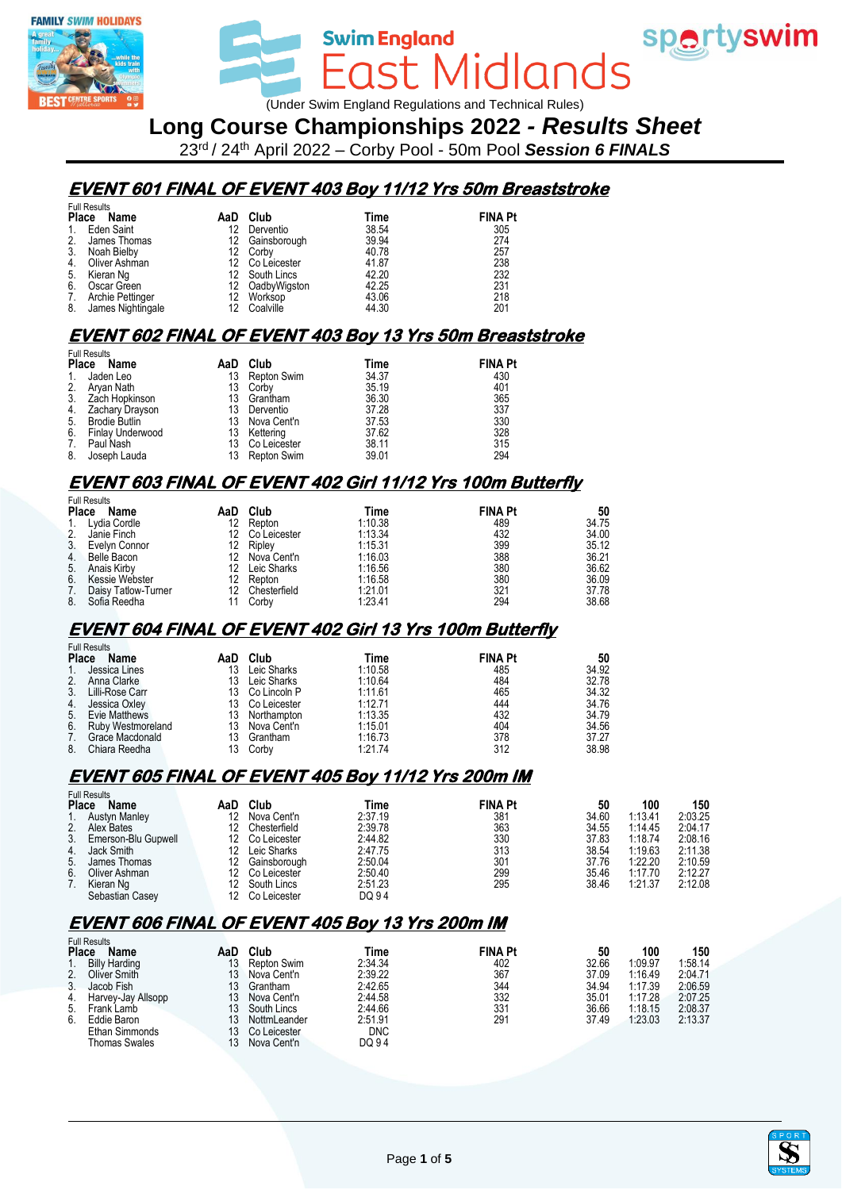Swim England East Midlands

(Under Swim England Regulations and Technical Rules)

# Long Course Championships 2022 - *Results Sheet*

23rd / 24th April 2022 – Corby Pool - 50m Pool ***Session 6 FINALS***

## EVENT 601 FINAL OF EVENT 403 Boy 11/12 Yrs 50m Breaststroke

Full Results

| Place | Name | AaD | Club | Time | FINA Pt |
|---|---|---|---|---|---|
| 1. | Eden Saint | 12 | Derventio | 38.54 | 305 |
| 2. | James Thomas | 12 | Gainsborough | 39.94 | 274 |
| 3. | Noah Bielby | 12 | Corby | 40.78 | 257 |
| 4. | Oliver Ashman | 12 | Co Leicester | 41.87 | 238 |
| 5. | Kieran Ng | 12 | South Lincs | 42.20 | 232 |
| 6. | Oscar Green | 12 | OadbyWigston | 42.25 | 231 |
| 7. | Archie Pettinger | 12 | Worksop | 43.06 | 218 |
| 8. | James Nightingale | 12 | Coalville | 44.30 | 201 |

## EVENT 602 FINAL OF EVENT 403 Boy 13 Yrs 50m Breaststroke

Full Results

| Place | Name | AaD | Club | Time | FINA Pt |
|---|---|---|---|---|---|
| 1. | Jaden Leo | 13 | Repton Swim | 34.37 | 430 |
| 2. | Aryan Nath | 13 | Corby | 35.19 | 401 |
| 3. | Zach Hopkinson | 13 | Grantham | 36.30 | 365 |
| 4. | Zachary Drayson | 13 | Derventio | 37.28 | 337 |
| 5. | Brodie Butlin | 13 | Nova Cent'n | 37.53 | 330 |
| 6. | Finlay Underwood | 13 | Kettering | 37.62 | 328 |
| 7. | Paul Nash | 13 | Co Leicester | 38.11 | 315 |
| 8. | Joseph Lauda | 13 | Repton Swim | 39.01 | 294 |

## EVENT 603 FINAL OF EVENT 402 Girl 11/12 Yrs 100m Butterfly

Full Results

| Place | Name | AaD | Club | Time | FINA Pt | 50 |
|---|---|---|---|---|---|---|
| 1. | Lydia Cordle | 12 | Repton | 1:10.38 | 489 | 34.75 |
| 2. | Janie Finch | 12 | Co Leicester | 1:13.34 | 432 | 34.00 |
| 3. | Evelyn Connor | 12 | Ripley | 1:15.31 | 399 | 35.12 |
| 4. | Belle Bacon | 12 | Nova Cent'n | 1:16.03 | 388 | 36.21 |
| 5. | Anais Kirby | 12 | Leic Sharks | 1:16.56 | 380 | 36.62 |
| 6. | Kessie Webster | 12 | Repton | 1:16.58 | 380 | 36.09 |
| 7. | Daisy Tatlow-Turner | 12 | Chesterfield | 1:21.01 | 321 | 37.78 |
| 8. | Sofia Reedha | 11 | Corby | 1:23.41 | 294 | 38.68 |

## EVENT 604 FINAL OF EVENT 402 Girl 13 Yrs 100m Butterfly

Full Results

| Place | Name | AaD | Club | Time | FINA Pt | 50 |
|---|---|---|---|---|---|---|
| 1. | Jessica Lines | 13 | Leic Sharks | 1:10.58 | 485 | 34.92 |
| 2. | Anna Clarke | 13 | Leic Sharks | 1:10.64 | 484 | 32.78 |
| 3. | Lilli-Rose Carr | 13 | Co Lincoln P | 1:11.61 | 465 | 34.32 |
| 4. | Jessica Oxley | 13 | Co Leicester | 1:12.71 | 444 | 34.76 |
| 5. | Evie Matthews | 13 | Northampton | 1:13.35 | 432 | 34.79 |
| 6. | Ruby Westmoreland | 13 | Nova Cent'n | 1:15.01 | 404 | 34.56 |
| 7. | Grace Macdonald | 13 | Grantham | 1:16.73 | 378 | 37.27 |
| 8. | Chiara Reedha | 13 | Corby | 1:21.74 | 312 | 38.98 |

## EVENT 605 FINAL OF EVENT 405 Boy 11/12 Yrs 200m IM

Full Results

| Place | Name | AaD | Club | Time | FINA Pt | 50 | 100 | 150 |
|---|---|---|---|---|---|---|---|---|
| 1. | Austyn Manley | 12 | Nova Cent'n | 2:37.19 | 381 | 34.60 | 1:13.41 | 2:03.25 |
| 2. | Alex Bates | 12 | Chesterfield | 2:39.78 | 363 | 34.55 | 1:14.45 | 2:04.17 |
| 3. | Emerson-Blu Gupwell | 12 | Co Leicester | 2:44.82 | 330 | 37.83 | 1:18.74 | 2:08.16 |
| 4. | Jack Smith | 12 | Leic Sharks | 2:47.75 | 313 | 38.54 | 1:19.63 | 2:11.38 |
| 5. | James Thomas | 12 | Gainsborough | 2:50.04 | 301 | 37.76 | 1:22.20 | 2:10.59 |
| 6. | Oliver Ashman | 12 | Co Leicester | 2:50.40 | 299 | 35.46 | 1:17.70 | 2:12.27 |
| 7. | Kieran Ng | 12 | South Lincs | 2:51.23 | 295 | 38.46 | 1:21.37 | 2:12.08 |
| | Sebastian Casey | 12 | Co Leicester | DQ 9 4 | | | | |

## EVENT 606 FINAL OF EVENT 405 Boy 13 Yrs 200m IM

Full Results

| Place | Name | AaD | Club | Time | FINA Pt | 50 | 100 | 150 |
|---|---|---|---|---|---|---|---|---|
| 1. | Billy Harding | 13 | Repton Swim | 2:34.34 | 402 | 32.66 | 1:09.97 | 1:58.14 |
| 2. | Oliver Smith | 13 | Nova Cent'n | 2:39.22 | 367 | 37.09 | 1:16.49 | 2:04.71 |
| 3. | Jacob Fish | 13 | Grantham | 2:42.65 | 344 | 34.94 | 1:17.39 | 2:06.59 |
| 4. | Harvey-Jay Allsopp | 13 | Nova Cent'n | 2:44.58 | 332 | 35.01 | 1:17.28 | 2:07.25 |
| 5. | Frank Lamb | 13 | South Lincs | 2:44.66 | 331 | 36.66 | 1:18.15 | 2:08.37 |
| 6. | Eddie Baron | 13 | NottmLeander | 2:51.91 | 291 | 37.49 | 1:23.03 | 2:13.37 |
| | Ethan Simmonds | 13 | Co Leicester | DNC | | | | |
| | Thomas Swales | 13 | Nova Cent'n | DQ 9 4 | | | | |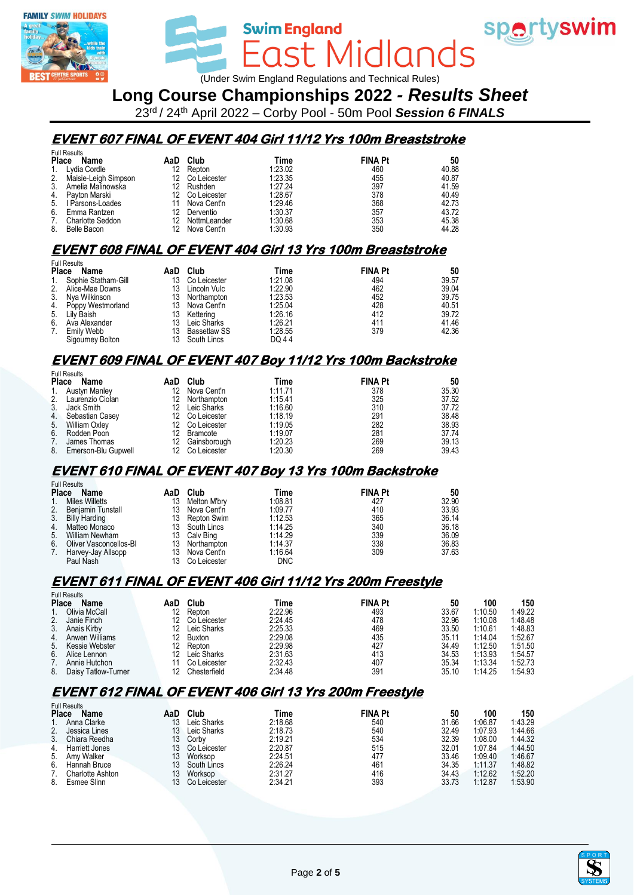# Swim England East Midlands

(Under Swim England Regulations and Technical Rules)

## Long Course Championships 2022 - *Results Sheet*

23rd / 24th April 2022 – Corby Pool - 50m Pool ***Session 6 FINALS***

### EVENT 607 FINAL OF EVENT 404 Girl 11/12 Yrs 100m Breaststroke

Full Results

| Place | Name | AaD | Club | Time | FINA Pt | 50 |
|---|---|---|---|---|---|---|
| 1. | Lydia Cordle | 12 | Repton | 1:23.02 | 460 | 40.88 |
| 2. | Maisie-Leigh Simpson | 12 | Co Leicester | 1:23.35 | 455 | 40.87 |
| 3. | Amelia Malinowska | 12 | Rushden | 1:27.24 | 397 | 41.59 |
| 4. | Payton Marski | 12 | Co Leicester | 1:28.67 | 378 | 40.49 |
| 5. | I Parsons-Loades | 11 | Nova Cent'n | 1:29.46 | 368 | 42.73 |
| 6. | Emma Rantzen | 12 | Dervento | 1:30.37 | 357 | 43.72 |
| 7. | Charlotte Seddon | 12 | NottmLeander | 1:30.68 | 353 | 45.38 |
| 8. | Belle Bacon | 12 | Nova Cent'n | 1:30.93 | 350 | 44.28 |

### EVENT 608 FINAL OF EVENT 404 Girl 13 Yrs 100m Breaststroke

Full Results

| Place | Name | AaD | Club | Time | FINA Pt | 50 |
|---|---|---|---|---|---|---|
| 1. | Sophie Statham-Gill | 13 | Co Leicester | 1:21.08 | 494 | 39.57 |
| 2. | Alice-Mae Downs | 13 | Lincoln Vulc | 1:22.90 | 462 | 39.04 |
| 3. | Nya Wilkinson | 13 | Northampton | 1:23.53 | 452 | 39.75 |
| 4. | Poppy Westmorland | 13 | Nova Cent'n | 1:25.04 | 428 | 40.51 |
| 5. | Lily Baish | 13 | Kettering | 1:26.16 | 412 | 39.72 |
| 6. | Ava Alexander | 13 | Leic Sharks | 1:26.21 | 411 | 41.46 |
| 7. | Emily Webb | 13 | Bassetlaw SS | 1:28.55 | 379 | 42.36 |
| | Sigourney Bolton | 13 | South Lincs | DQ 4 4 | | |

### EVENT 609 FINAL OF EVENT 407 Boy 11/12 Yrs 100m Backstroke

Full Results

| Place | Name | AaD | Club | Time | FINA Pt | 50 |
|---|---|---|---|---|---|---|
| 1. | Austyn Manley | 12 | Nova Cent'n | 1:11.71 | 378 | 35.30 |
| 2. | Laurenzio Ciolan | 12 | Northampton | 1:15.41 | 325 | 37.52 |
| 3. | Jack Smith | 12 | Leic Sharks | 1:16.60 | 310 | 37.72 |
| 4. | Sebastian Casey | 12 | Co Leicester | 1:18.19 | 291 | 38.48 |
| 5. | William Oxley | 12 | Co Leicester | 1:19.05 | 282 | 38.93 |
| 6. | Rodden Poon | 12 | Bramcote | 1:19.07 | 281 | 37.74 |
| 7. | James Thomas | 12 | Gainsborough | 1:20.23 | 269 | 39.13 |
| 8. | Emerson-Blu Gupwell | 12 | Co Leicester | 1:20.30 | 269 | 39.43 |

### EVENT 610 FINAL OF EVENT 407 Boy 13 Yrs 100m Backstroke

Full Results

| Place | Name | AaD | Club | Time | FINA Pt | 50 |
|---|---|---|---|---|---|---|
| 1. | Miles Willetts | 13 | Melton M'bry | 1:08.81 | 427 | 32.90 |
| 2. | Benjamin Tunstall | 13 | Nova Cent'n | 1:09.77 | 410 | 33.93 |
| 3. | Billy Harding | 13 | Repton Swim | 1:12.53 | 365 | 36.14 |
| 4. | Matteo Monaco | 13 | South Lincs | 1:14.25 | 340 | 36.18 |
| 5. | William Newham | 13 | Calv Bing | 1:14.29 | 339 | 36.09 |
| 6. | Oliver Vasconcellos-Bl | 13 | Northampton | 1:14.37 | 338 | 36.83 |
| 7. | Harvey-Jay Allsopp | 13 | Nova Cent'n | 1:16.64 | 309 | 37.63 |
| | Paul Nash | 13 | Co Leicester | DNC | | |

### EVENT 611 FINAL OF EVENT 406 Girl 11/12 Yrs 200m Freestyle

Full Results

| Place | Name | AaD | Club | Time | FINA Pt | 50 | 100 | 150 |
|---|---|---|---|---|---|---|---|---|
| 1. | Olivia McCall | 12 | Repton | 2:22.96 | 493 | 33.67 | 1:10.50 | 1:49.22 |
| 2. | Janie Finch | 12 | Co Leicester | 2:24.45 | 478 | 32.96 | 1:10.08 | 1:48.48 |
| 3. | Anais Kirby | 12 | Leic Sharks | 2:25.33 | 469 | 33.50 | 1:10.61 | 1:48.83 |
| 4. | Anwen Williams | 12 | Buxton | 2:29.08 | 435 | 35.11 | 1:14.04 | 1:52.67 |
| 5. | Kessie Webster | 12 | Repton | 2:29.98 | 427 | 34.49 | 1:12.50 | 1:51.50 |
| 6. | Alice Lennon | 12 | Leic Sharks | 2:31.63 | 413 | 34.53 | 1:13.93 | 1:54.57 |
| 7. | Annie Hutchon | 11 | Co Leicester | 2:32.43 | 407 | 35.34 | 1:13.34 | 1:52.73 |
| 8. | Daisy Tatlow-Turner | 12 | Chesterfield | 2:34.48 | 391 | 35.10 | 1:14.25 | 1:54.93 |

### EVENT 612 FINAL OF EVENT 406 Girl 13 Yrs 200m Freestyle

Full Results

| Place | Name | AaD | Club | Time | FINA Pt | 50 | 100 | 150 |
|---|---|---|---|---|---|---|---|---|
| 1. | Anna Clarke | 13 | Leic Sharks | 2:18.68 | 540 | 31.66 | 1:06.87 | 1:43.29 |
| 2. | Jessica Lines | 13 | Leic Sharks | 2:18.73 | 540 | 32.49 | 1:07.93 | 1:44.66 |
| 3. | Chiara Reedha | 13 | Corby | 2:19.21 | 534 | 32.39 | 1:08.00 | 1:44.32 |
| 4. | Harriett Jones | 13 | Co Leicester | 2:20.87 | 515 | 32.01 | 1:07.84 | 1:44.50 |
| 5. | Amy Walker | 13 | Worksop | 2:24.51 | 477 | 33.46 | 1:09.40 | 1:46.67 |
| 6. | Hannah Bruce | 13 | South Lincs | 2:26.24 | 461 | 34.35 | 1:11.37 | 1:48.82 |
| 7. | Charlotte Ashton | 13 | Worksop | 2:31.27 | 416 | 34.43 | 1:12.62 | 1:52.20 |
| 8. | Esmee Slinn | 13 | Co Leicester | 2:34.21 | 393 | 33.73 | 1:12.87 | 1:53.90 |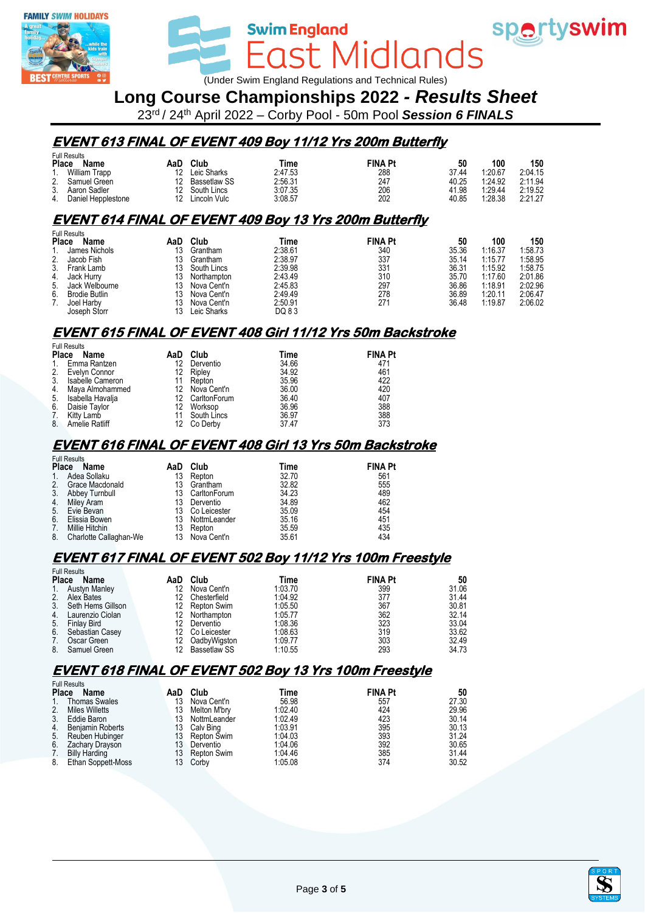# Swim England East Midlands

(Under Swim England Regulations and Technical Rules)

## Long Course Championships 2022 - *Results Sheet*

23rd / 24th April 2022 – Corby Pool - 50m Pool ***Session 6 FINALS***

### EVENT 613 FINAL OF EVENT 409 Boy 11/12 Yrs 200m Butterfly

Full Results

| Place | Name | AaD | Club | Time | FINA Pt | 50 | 100 | 150 |
|---|---|---|---|---|---|---|---|---|
| 1. | William Trapp | 12 | Leic Sharks | 2:47.53 | 288 | 37.44 | 1:20.67 | 2:04.15 |
| 2. | Samuel Green | 12 | Bassetlaw SS | 2:56.31 | 247 | 40.25 | 1:24.92 | 2:11.94 |
| 3. | Aaron Sadler | 12 | South Lincs | 3:07.35 | 206 | 41.98 | 1:29.44 | 2:19.52 |
| 4. | Daniel Hepplestone | 12 | Lincoln Vulc | 3:08.57 | 202 | 40.85 | 1:28.38 | 2:21.27 |

### EVENT 614 FINAL OF EVENT 409 Boy 13 Yrs 200m Butterfly

Full Results

| Place | Name | AaD | Club | Time | FINA Pt | 50 | 100 | 150 |
|---|---|---|---|---|---|---|---|---|
| 1. | James Nichols | 13 | Grantham | 2:38.61 | 340 | 35.36 | 1:16.37 | 1:58.73 |
| 2. | Jacob Fish | 13 | Grantham | 2:38.97 | 337 | 35.14 | 1:15.77 | 1:58.95 |
| 3. | Frank Lamb | 13 | South Lincs | 2:39.98 | 331 | 36.31 | 1:15.92 | 1:58.75 |
| 4. | Jack Hurry | 13 | Northampton | 2:43.49 | 310 | 35.70 | 1:17.60 | 2:01.86 |
| 5. | Jack Welbourne | 13 | Nova Cent'n | 2:45.83 | 297 | 36.86 | 1:18.91 | 2:02.96 |
| 6. | Brodie Butlin | 13 | Nova Cent'n | 2:49.49 | 278 | 36.89 | 1:20.11 | 2:06.47 |
| 7. | Joel Harby | 13 | Nova Cent'n | 2:50.91 | 271 | 36.48 | 1:19.87 | 2:06.02 |
| | Joseph Storr | 13 | Leic Sharks | DQ 8 3 | | | | |

### EVENT 615 FINAL OF EVENT 408 Girl 11/12 Yrs 50m Backstroke

Full Results

| Place | Name | AaD | Club | Time | FINA Pt |
|---|---|---|---|---|---|
| 1. | Emma Rantzen | 12 | Derventio | 34.66 | 471 |
| 2. | Evelyn Connor | 12 | Ripley | 34.92 | 461 |
| 3. | Isabelle Cameron | 11 | Repton | 35.96 | 422 |
| 4. | Maya Almohammed | 12 | Nova Cent'n | 36.00 | 420 |
| 5. | Isabella Havalja | 12 | CarltonForum | 36.40 | 407 |
| 6. | Daisie Taylor | 12 | Worksop | 36.96 | 388 |
| 7. | Kitty Lamb | 11 | South Lincs | 36.97 | 388 |
| 8. | Amelie Ratliff | 12 | Co Derby | 37.47 | 373 |

### EVENT 616 FINAL OF EVENT 408 Girl 13 Yrs 50m Backstroke

Full Results

| Place | Name | AaD | Club | Time | FINA Pt |
|---|---|---|---|---|---|
| 1. | Adea Sollaku | 13 | Repton | 32.70 | 561 |
| 2. | Grace Macdonald | 13 | Grantham | 32.82 | 555 |
| 3. | Abbey Turnbull | 13 | CarltonForum | 34.23 | 489 |
| 4. | Miley Aram | 13 | Derventio | 34.89 | 462 |
| 5. | Evie Bevan | 13 | Co Leicester | 35.09 | 454 |
| 6. | Elissia Bowen | 13 | NottmLeander | 35.16 | 451 |
| 7. | Millie Hitchin | 13 | Repton | 35.59 | 435 |
| 8. | Charlotte Callaghan-We | 13 | Nova Cent'n | 35.61 | 434 |

### EVENT 617 FINAL OF EVENT 502 Boy 11/12 Yrs 100m Freestyle

Full Results

| Place | Name | AaD | Club | Time | FINA Pt | 50 |
|---|---|---|---|---|---|---|
| 1. | Austyn Manley | 12 | Nova Cent'n | 1:03.70 | 399 | 31.06 |
| 2. | Alex Bates | 12 | Chesterfield | 1:04.92 | 377 | 31.44 |
| 3. | Seth Hems Gillson | 12 | Repton Swim | 1:05.50 | 367 | 30.81 |
| 4. | Laurenzio Ciolan | 12 | Northampton | 1:05.77 | 362 | 32.14 |
| 5. | Finlay Bird | 12 | Derventio | 1:08.36 | 323 | 33.04 |
| 6. | Sebastian Casey | 12 | Co Leicester | 1:08.63 | 319 | 33.62 |
| 7. | Oscar Green | 12 | OadbyWigston | 1:09.77 | 303 | 32.49 |
| 8. | Samuel Green | 12 | Bassetlaw SS | 1:10.55 | 293 | 34.73 |

### EVENT 618 FINAL OF EVENT 502 Boy 13 Yrs 100m Freestyle

Full Results

| Place | Name | AaD | Club | Time | FINA Pt | 50 |
|---|---|---|---|---|---|---|
| 1. | Thomas Swales | 13 | Nova Cent'n | 56.98 | 557 | 27.30 |
| 2. | Miles Willetts | 13 | Melton M'bry | 1:02.40 | 424 | 29.96 |
| 3. | Eddie Baron | 13 | NottmLeander | 1:02.49 | 423 | 30.14 |
| 4. | Benjamin Roberts | 13 | Calv Bing | 1:03.91 | 395 | 30.13 |
| 5. | Reuben Hubinger | 13 | Repton Swim | 1:04.03 | 393 | 31.24 |
| 6. | Zachary Drayson | 13 | Derventio | 1:04.06 | 392 | 30.65 |
| 7. | Billy Harding | 13 | Repton Swim | 1:04.46 | 385 | 31.44 |
| 8. | Ethan Soppett-Moss | 13 | Corby | 1:05.08 | 374 | 30.52 |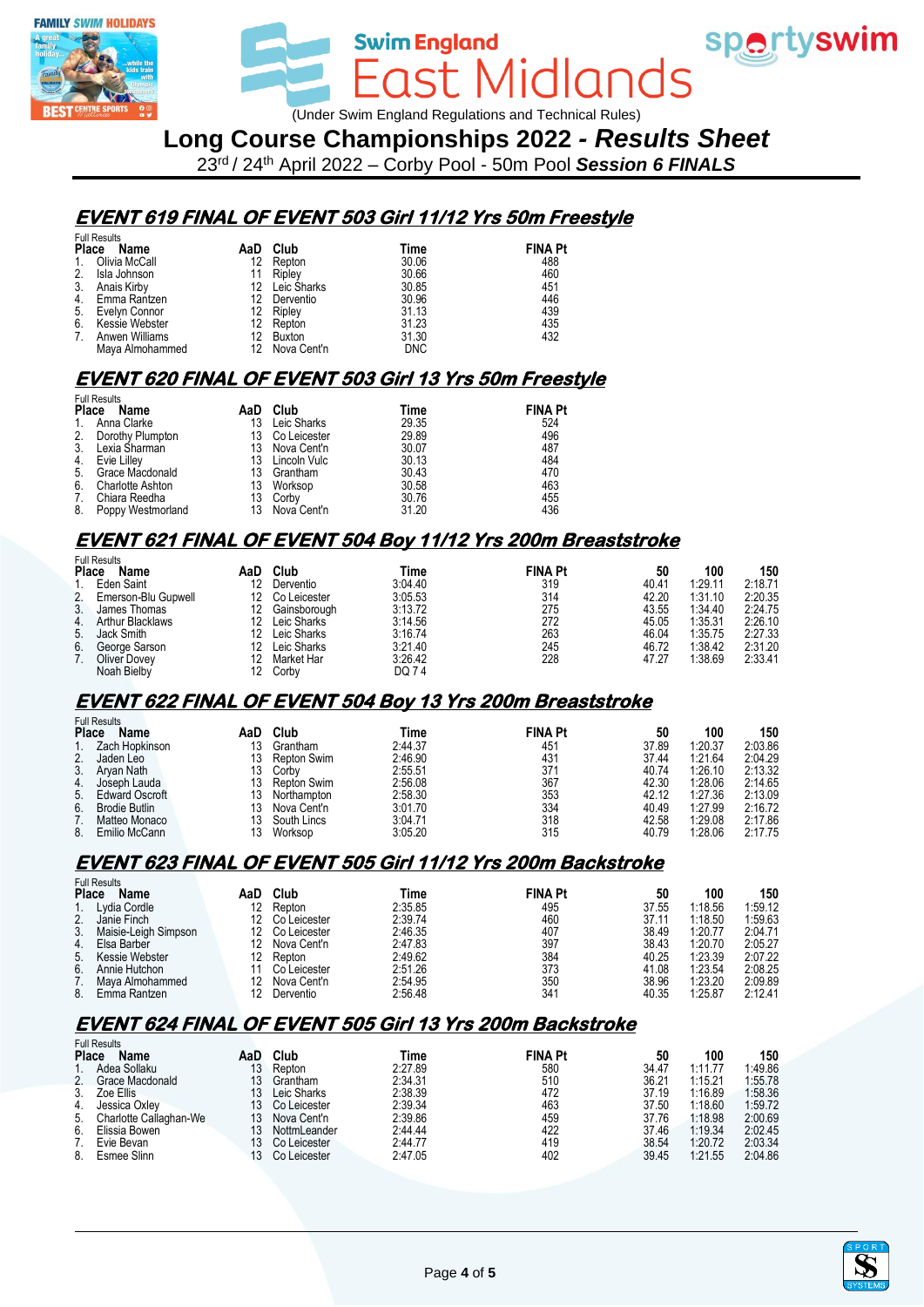Swim England East Midlands

(Under Swim England Regulations and Technical Rules)

# Long Course Championships 2022 - *Results Sheet*

23rd / 24th April 2022 – Corby Pool - 50m Pool ***Session 6 FINALS***

## EVENT 619 FINAL OF EVENT 503 Girl 11/12 Yrs 50m Freestyle

Full Results

| Place | Name | AaD | Club | Time | FINA Pt |
|---|---|---|---|---|---|
| 1. | Olivia McCall | 12 | Repton | 30.06 | 488 |
| 2. | Isla Johnson | 11 | Ripley | 30.66 | 460 |
| 3. | Anais Kirby | 12 | Leic Sharks | 30.85 | 451 |
| 4. | Emma Rantzen | 12 | Derventio | 30.96 | 446 |
| 5. | Evelyn Connor | 12 | Ripley | 31.13 | 439 |
| 6. | Kessie Webster | 12 | Repton | 31.23 | 435 |
| 7. | Anwen Williams | 12 | Buxton | 31.30 | 432 |
| | Maya Almohammed | 12 | Nova Cent'n | DNC | |

## EVENT 620 FINAL OF EVENT 503 Girl 13 Yrs 50m Freestyle

Full Results

| Place | Name | AaD | Club | Time | FINA Pt |
|---|---|---|---|---|---|
| 1. | Anna Clarke | 13 | Leic Sharks | 29.35 | 524 |
| 2. | Dorothy Plumpton | 13 | Co Leicester | 29.89 | 496 |
| 3. | Lexia Sharman | 13 | Nova Cent'n | 30.07 | 487 |
| 4. | Evie Lilley | 13 | Lincoln Vulc | 30.13 | 484 |
| 5. | Grace Macdonald | 13 | Grantham | 30.43 | 470 |
| 6. | Charlotte Ashton | 13 | Worksop | 30.58 | 463 |
| 7. | Chiara Reedha | 13 | Corby | 30.76 | 455 |
| 8. | Poppy Westmorland | 13 | Nova Cent'n | 31.20 | 436 |

## EVENT 621 FINAL OF EVENT 504 Boy 11/12 Yrs 200m Breaststroke

Full Results

| Place | Name | AaD | Club | Time | FINA Pt | 50 | 100 | 150 |
|---|---|---|---|---|---|---|---|---|
| 1. | Eden Saint | 12 | Derventio | 3:04.40 | 319 | 40.41 | 1:29.11 | 2:18.71 |
| 2. | Emerson-Blu Gupwell | 12 | Co Leicester | 3:05.53 | 314 | 42.20 | 1:31.10 | 2:20.35 |
| 3. | James Thomas | 12 | Gainsborough | 3:13.72 | 275 | 43.55 | 1:34.40 | 2:24.75 |
| 4. | Arthur Blacklaws | 12 | Leic Sharks | 3:14.56 | 272 | 45.05 | 1:35.31 | 2:26.10 |
| 5. | Jack Smith | 12 | Leic Sharks | 3:16.74 | 263 | 46.04 | 1:35.75 | 2:27.33 |
| 6. | George Sarson | 12 | Leic Sharks | 3:21.40 | 245 | 46.72 | 1:38.42 | 2:31.20 |
| 7. | Oliver Dovey | 12 | Market Har | 3:26.42 | 228 | 47.27 | 1:38.69 | 2:33.41 |
| | Noah Bielby | 12 | Corby | DQ 7 4 | | | | |

## EVENT 622 FINAL OF EVENT 504 Boy 13 Yrs 200m Breaststroke

Full Results

| Place | Name | AaD | Club | Time | FINA Pt | 50 | 100 | 150 |
|---|---|---|---|---|---|---|---|---|
| 1. | Zach Hopkinson | 13 | Grantham | 2:44.37 | 451 | 37.89 | 1:20.37 | 2:03.86 |
| 2. | Jaden Leo | 13 | Repton Swim | 2:46.90 | 431 | 37.44 | 1:21.64 | 2:04.29 |
| 3. | Aryan Nath | 13 | Corby | 2:55.51 | 371 | 40.74 | 1:26.10 | 2:13.32 |
| 4. | Joseph Lauda | 13 | Repton Swim | 2:56.08 | 367 | 42.30 | 1:28.06 | 2:14.65 |
| 5. | Edward Oscroft | 13 | Northampton | 2:58.30 | 353 | 42.12 | 1:27.36 | 2:13.09 |
| 6. | Brodie Butlin | 13 | Nova Cent'n | 3:01.70 | 334 | 40.49 | 1:27.99 | 2:16.72 |
| 7. | Matteo Monaco | 13 | South Lincs | 3:04.71 | 318 | 42.58 | 1:29.08 | 2:17.86 |
| 8. | Emilio McCann | 13 | Worksop | 3:05.20 | 315 | 40.79 | 1:28.06 | 2:17.75 |

## EVENT 623 FINAL OF EVENT 505 Girl 11/12 Yrs 200m Backstroke

Full Results

| Place | Name | AaD | Club | Time | FINA Pt | 50 | 100 | 150 |
|---|---|---|---|---|---|---|---|---|
| 1. | Lydia Cordle | 12 | Repton | 2:35.85 | 495 | 37.55 | 1:18.56 | 1:59.12 |
| 2. | Janie Finch | 12 | Co Leicester | 2:39.74 | 460 | 37.11 | 1:18.50 | 1:59.63 |
| 3. | Maisie-Leigh Simpson | 12 | Co Leicester | 2:46.35 | 407 | 38.49 | 1:20.77 | 2:04.71 |
| 4. | Elsa Barber | 12 | Nova Cent'n | 2:47.83 | 397 | 38.43 | 1:20.70 | 2:05.27 |
| 5. | Kessie Webster | 12 | Repton | 2:49.62 | 384 | 40.25 | 1:23.39 | 2:07.22 |
| 6. | Annie Hutchon | 11 | Co Leicester | 2:51.26 | 373 | 41.08 | 1:23.54 | 2:08.25 |
| 7. | Maya Almohammed | 12 | Nova Cent'n | 2:54.95 | 350 | 38.96 | 1:23.20 | 2:09.89 |
| 8. | Emma Rantzen | 12 | Derventio | 2:56.48 | 341 | 40.35 | 1:25.87 | 2:12.41 |

## EVENT 624 FINAL OF EVENT 505 Girl 13 Yrs 200m Backstroke

Full Results

| Place | Name | AaD | Club | Time | FINA Pt | 50 | 100 | 150 |
|---|---|---|---|---|---|---|---|---|
| 1. | Adea Sollaku | 13 | Repton | 2:27.89 | 580 | 34.47 | 1:11.77 | 1:49.86 |
| 2. | Grace Macdonald | 13 | Grantham | 2:34.31 | 510 | 36.21 | 1:15.21 | 1:55.78 |
| 3. | Zoe Ellis | 13 | Leic Sharks | 2:38.39 | 472 | 37.19 | 1:16.89 | 1:58.36 |
| 4. | Jessica Oxley | 13 | Co Leicester | 2:39.34 | 463 | 37.50 | 1:18.60 | 1:59.72 |
| 5. | Charlotte Callaghan-We | 13 | Nova Cent'n | 2:39.86 | 459 | 37.76 | 1:18.98 | 2:00.69 |
| 6. | Elissia Bowen | 13 | NottmLeander | 2:44.44 | 422 | 37.46 | 1:19.34 | 2:02.45 |
| 7. | Evie Bevan | 13 | Co Leicester | 2:44.77 | 419 | 38.54 | 1:20.72 | 2:03.34 |
| 8. | Esmee Slinn | 13 | Co Leicester | 2:47.05 | 402 | 39.45 | 1:21.55 | 2:04.86 |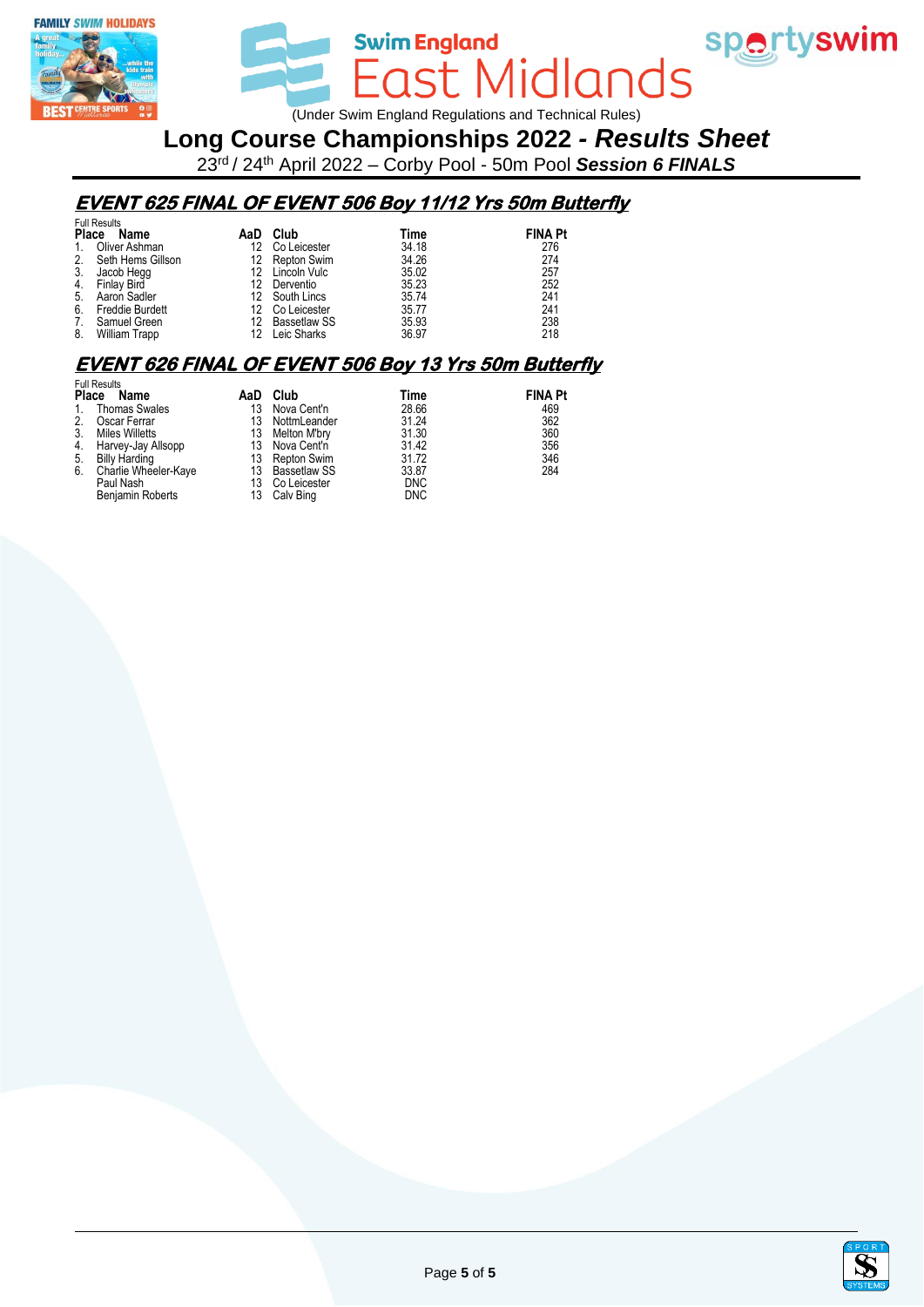(Under Swim England Regulations and Technical Rules)

# Long Course Championships 2022 - *Results Sheet*

23rd / 24th April 2022 – Corby Pool - 50m Pool ***Session 6 FINALS***

## EVENT 625 FINAL OF EVENT 506 Boy 11/12 Yrs 50m Butterfly

Full Results

| Place | Name | AaD | Club | Time | FINA Pt |
|---|---|---|---|---|---|
| 1. | Oliver Ashman | 12 | Co Leicester | 34.18 | 276 |
| 2. | Seth Hems Gillson | 12 | Repton Swim | 34.26 | 274 |
| 3. | Jacob Hegg | 12 | Lincoln Vulc | 35.02 | 257 |
| 4. | Finlay Bird | 12 | Derventio | 35.23 | 252 |
| 5. | Aaron Sadler | 12 | South Lincs | 35.74 | 241 |
| 6. | Freddie Burdett | 12 | Co Leicester | 35.77 | 241 |
| 7. | Samuel Green | 12 | Bassetlaw SS | 35.93 | 238 |
| 8. | William Trapp | 12 | Leic Sharks | 36.97 | 218 |

## EVENT 626 FINAL OF EVENT 506 Boy 13 Yrs 50m Butterfly

Full Results

| Place | Name | AaD | Club | Time | FINA Pt |
|---|---|---|---|---|---|
| 1. | Thomas Swales | 13 | Nova Cent'n | 28.66 | 469 |
| 2. | Oscar Ferrar | 13 | NottmLeander | 31.24 | 362 |
| 3. | Miles Willetts | 13 | Melton M'bry | 31.30 | 360 |
| 4. | Harvey-Jay Allsopp | 13 | Nova Cent'n | 31.42 | 356 |
| 5. | Billy Harding | 13 | Repton Swim | 31.72 | 346 |
| 6. | Charlie Wheeler-Kaye | 13 | Bassetlaw SS | 33.87 | 284 |
| | Paul Nash | 13 | Co Leicester | DNC | |
| | Benjamin Roberts | 13 | Calv Bing | DNC | |